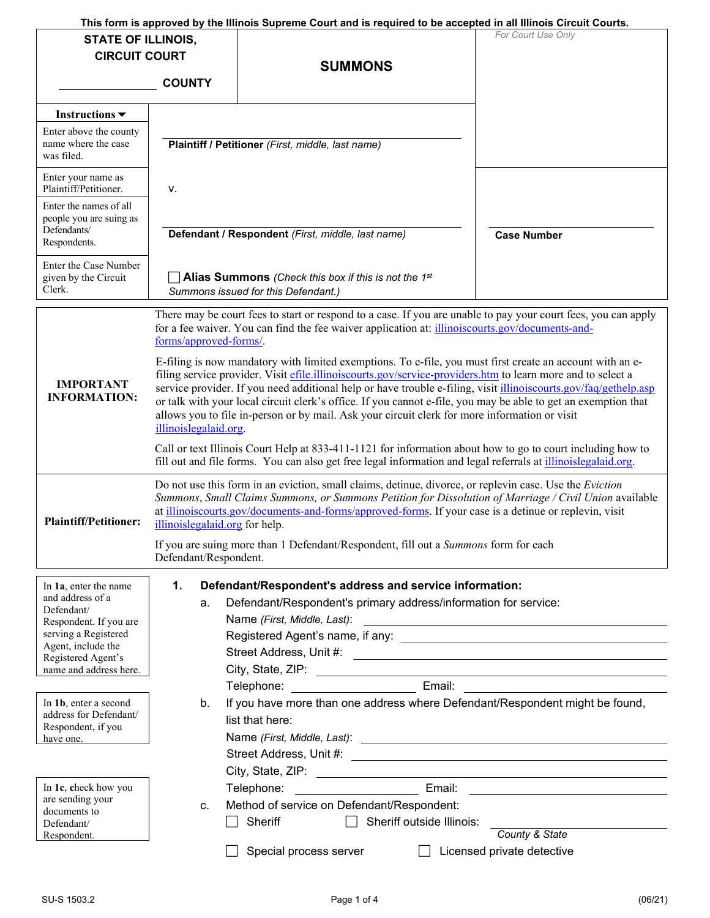**This form is approved by the Illinois Supreme Court and is required to be accepted in all Illinois Circuit Courts.**

| STATE OF ILLINOIS, CIRCUIT COURT ______________ COUNTY | **SUMMONS** | *For Court Use Only* |
|---|---|---|

| **Instructions ▼** | | |
|---|---|---|
| Enter above the county name where the case was filed. | ______________________ **Plaintiff / Petitioner** *(First, middle, last name)* | |
| Enter your name as Plaintiff/Petitioner. | v. | |
| Enter the names of all people you are suing as Defendants/ Respondents. | ______________________ **Defendant / Respondent** *(First, middle, last name)* | ______________ **Case Number** |
| Enter the Case Number given by the Circuit Clerk. | ☐ **Alias Summons** *(Check this box if this is not the 1st Summons issued for this Defendant.)* | |

**IMPORTANT INFORMATION:**

There may be court fees to start or respond to a case. If you are unable to pay your court fees, you can apply for a fee waiver. You can find the fee waiver application at: illinoiscourts.gov/documents-and-forms/approved-forms/.

E-filing is now mandatory with limited exemptions. To e-file, you must first create an account with an e-filing service provider. Visit efile.illinoiscourts.gov/service-providers.htm to learn more and to select a service provider. If you need additional help or have trouble e-filing, visit illinoiscourts.gov/faq/gethelp.asp or talk with your local circuit clerk's office. If you cannot e-file, you may be able to get an exemption that allows you to file in-person or by mail. Ask your circuit clerk for more information or visit illinoislegalaid.org.

Call or text Illinois Court Help at 833-411-1121 for information about how to go to court including how to fill out and file forms. You can also get free legal information and legal referrals at illinoislegalaid.org.

**Plaintiff/Petitioner:**

Do not use this form in an eviction, small claims, detinue, divorce, or replevin case. Use the *Eviction Summons*, *Small Claims Summons, or Summons Petition for Dissolution of Marriage / Civil Union* available at illinoiscourts.gov/documents-and-forms/approved-forms. If your case is a detinue or replevin, visit illinoislegalaid.org for help.

If you are suing more than 1 Defendant/Respondent, fill out a *Summons* form for each Defendant/Respondent.

*In **1a**, enter the name and address of a Defendant/ Respondent. If you are serving a Registered Agent, include the Registered Agent's name and address here.*

*In **1b**, enter a second address for Defendant/ Respondent, if you have one.*

*In **1c**, check how you are sending your documents to Defendant/ Respondent.*

**1. Defendant/Respondent's address and service information:**

a. Defendant/Respondent's primary address/information for service:

Name *(First, Middle, Last)*: ______________________

Registered Agent's name, if any: ______________________

Street Address, Unit #: ______________________

City, State, ZIP: ______________________

Telephone: ______________ Email: ______________

b. If you have more than one address where Defendant/Respondent might be found, list that here:

Name *(First, Middle, Last)*: ______________________

Street Address, Unit #: ______________________

City, State, ZIP: ______________________

Telephone: ______________ Email: ______________

c. Method of service on Defendant/Respondent:

☐ Sheriff ☐ Sheriff outside Illinois: ______________ *County & State*

☐ Special process server ☐ Licensed private detective

SU-S 1503.2 (06/21)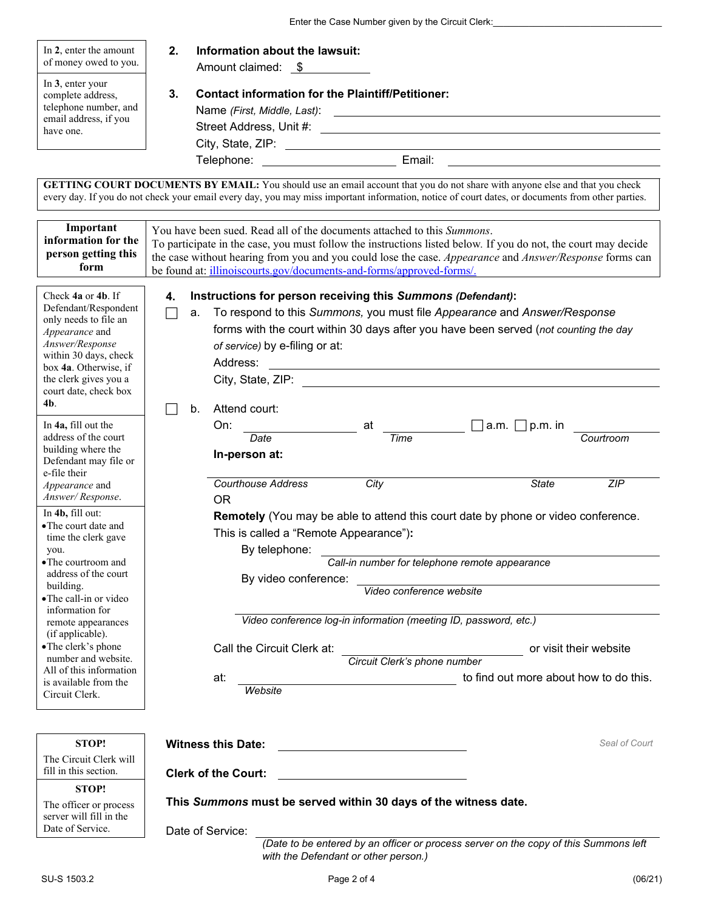Enter the Case Number given by the Circuit Clerk: \_\_\_\_\_\_\_\_\_\_\_\_\_\_\_\_\_\_\_\_

| | |
|---|---|
| In **2**, enter the amount of money owed to you. | **2. Information about the lawsuit:**<br>Amount claimed: $ \_\_\_\_\_\_\_\_\_\_ |
| In **3**, enter your complete address, telephone number, and email address, if you have one. | **3. Contact information for the Plaintiff/Petitioner:**<br>Name *(First, Middle, Last)*: \_\_\_\_\_\_\_\_\_\_<br>Street Address, Unit #: \_\_\_\_\_\_\_\_\_\_<br>City, State, ZIP: \_\_\_\_\_\_\_\_\_\_<br>Telephone: \_\_\_\_\_\_\_\_\_\_ Email: \_\_\_\_\_\_\_\_\_\_ |

**GETTING COURT DOCUMENTS BY EMAIL:** You should use an email account that you do not share with anyone else and that you check every day. If you do not check your email every day, you may miss important information, notice of court dates, or documents from other parties.

| | |
|---|---|
| **Important information for the person getting this form** | You have been sued. Read all of the documents attached to this *Summons*. To participate in the case, you must follow the instructions listed below. If you do not, the court may decide the case without hearing from you and you could lose the case. *Appearance* and *Answer/Response* forms can be found at: illinoiscourts.gov/documents-and-forms/approved-forms/. |

Check **4a** or **4b**. If Defendant/Respondent only needs to file an *Appearance* and *Answer/Response* within 30 days, check box **4a**. Otherwise, if the clerk gives you a court date, check box **4b**.

In **4a**, fill out the address of the court building where the Defendant may file or e-file their *Appearance* and *Answer/ Response*.

In **4b**, fill out:
- The court date and time the clerk gave you.
- The courtroom and address of the court building.
- The call-in or video information for remote appearances (if applicable).
- The clerk's phone number and website.

All of this information is available from the Circuit Clerk.

**4. Instructions for person receiving this *Summons* (Defendant):**

☐ a. To respond to this *Summons*, you must file *Appearance* and *Answer/Response* forms with the court within 30 days after you have been served (*not counting the day of service*) by e-filing or at:

Address: \_\_\_\_\_\_\_\_\_\_\_\_\_\_\_\_\_\_\_\_

City, State, ZIP: \_\_\_\_\_\_\_\_\_\_\_\_\_\_\_\_\_\_\_\_

☐ b. Attend court:

On: \_\_\_\_\_\_\_\_\_\_ at \_\_\_\_\_\_\_\_\_\_ ☐ a.m. ☐ p.m. in \_\_\_\_\_\_\_\_\_\_
*Date* *Time* *Courtroom*

**In-person at:**

\_\_\_\_\_\_\_\_\_\_\_\_\_\_\_\_\_\_\_\_
*Courthouse Address* *City* *State* *ZIP*

OR

**Remotely** (You may be able to attend this court date by phone or video conference. This is called a "Remote Appearance"):

By telephone: \_\_\_\_\_\_\_\_\_\_\_\_\_\_\_\_\_\_\_\_
*Call-in number for telephone remote appearance*

By video conference: \_\_\_\_\_\_\_\_\_\_\_\_\_\_\_\_\_\_\_\_
*Video conference website*

\_\_\_\_\_\_\_\_\_\_\_\_\_\_\_\_\_\_\_\_
*Video conference log-in information (meeting ID, password, etc.)*

Call the Circuit Clerk at: \_\_\_\_\_\_\_\_\_\_ or visit their website
*Circuit Clerk's phone number*

at: \_\_\_\_\_\_\_\_\_\_ to find out more about how to do this.
*Website*

**STOP!** The Circuit Clerk will fill in this section.

**Witness this Date:** \_\_\_\_\_\_\_\_\_\_\_\_\_\_\_\_\_\_\_\_

Seal of Court

**Clerk of the Court:** \_\_\_\_\_\_\_\_\_\_\_\_\_\_\_\_\_\_\_\_

**STOP!** The officer or process server will fill in the Date of Service.

**This *Summons* must be served within 30 days of the witness date.**

Date of Service: \_\_\_\_\_\_\_\_\_\_\_\_\_\_\_\_\_\_\_\_
*(Date to be entered by an officer or process server on the copy of this Summons left with the Defendant or other person.)*

SU-S 1503.2 (06/21)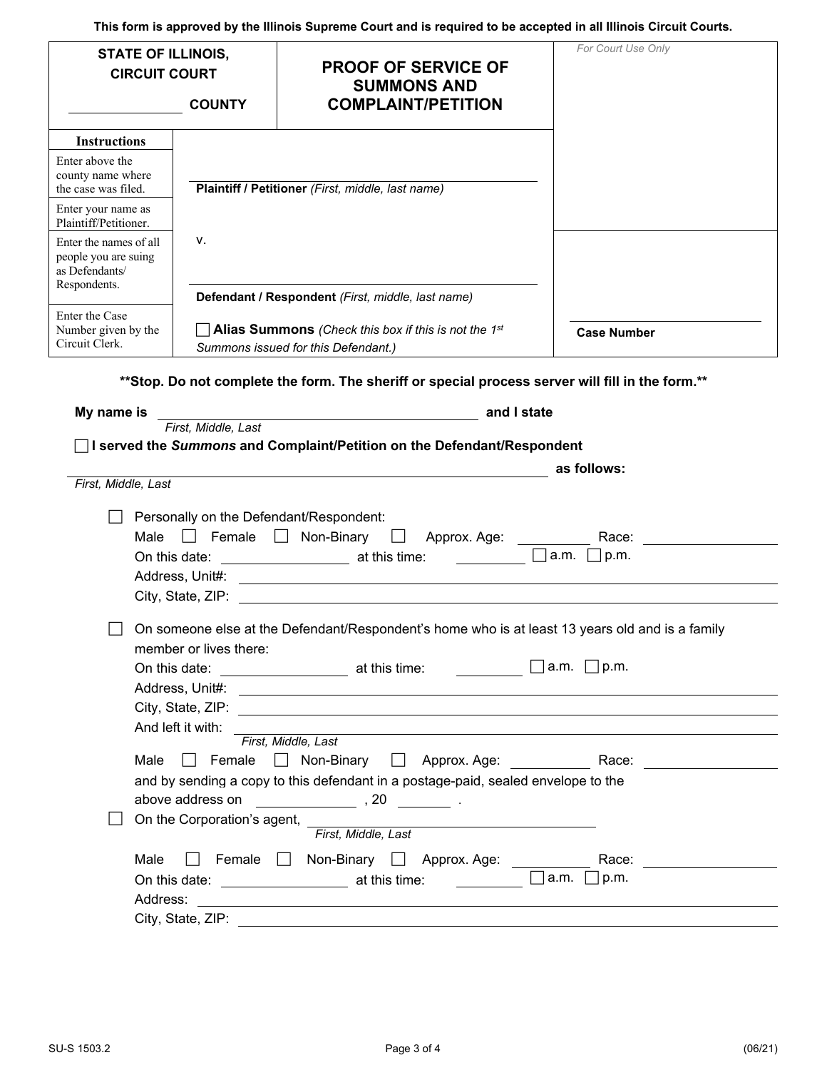This form is approved by the Illinois Supreme Court and is required to be accepted in all Illinois Circuit Courts.

| STATE OF ILLINOIS, CIRCUIT COURT ____________ COUNTY | PROOF OF SERVICE OF SUMMONS AND COMPLAINT/PETITION | For Court Use Only |
|---|---|---|
| **Instructions** | | |
| Enter above the county name where the case was filed. | | |
| Enter your name as Plaintiff/Petitioner. | ____________ **Plaintiff / Petitioner** *(First, middle, last name)* | |
| Enter the names of all people you are suing as Defendants/ Respondents. | v. ____________ **Defendant / Respondent** *(First, middle, last name)* | |
| Enter the Case Number given by the Circuit Clerk. | ☐ **Alias Summons** *(Check this box if this is not the 1st Summons issued for this Defendant.)* | ____________ **Case Number** |

**\*\*Stop. Do not complete the form. The sheriff or special process server will fill in the form.\*\***

**My name is** ______________________________ **and I state**
*First, Middle, Last*

☐ **I served the *Summons* and Complaint/Petition on the Defendant/Respondent**

______________________________ **as follows:**
*First, Middle, Last*

☐ Personally on the Defendant/Respondent:
Male ☐ Female ☐ Non-Binary ☐ Approx. Age: __________ Race: __________
On this date: __________ at this time: __________ ☐ a.m. ☐ p.m.
Address, Unit#: ______________________________
City, State, ZIP: ______________________________

☐ On someone else at the Defendant/Respondent's home who is at least 13 years old and is a family member or lives there:
On this date: __________ at this time: __________ ☐ a.m. ☐ p.m.
Address, Unit#: ______________________________
City, State, ZIP: ______________________________
And left it with: ______________________________
*First, Middle, Last*
Male ☐ Female ☐ Non-Binary ☐ Approx. Age: __________ Race: __________
and by sending a copy to this defendant in a postage-paid, sealed envelope to the above address on __________ , 20 ______ .

☐ On the Corporation's agent, ______________________________
*First, Middle, Last*
Male ☐ Female ☐ Non-Binary ☐ Approx. Age: __________ Race: __________
On this date: __________ at this time: __________ ☐ a.m. ☐ p.m.
Address: ______________________________
City, State, ZIP: ______________________________

SU-S 1503.2 (06/21)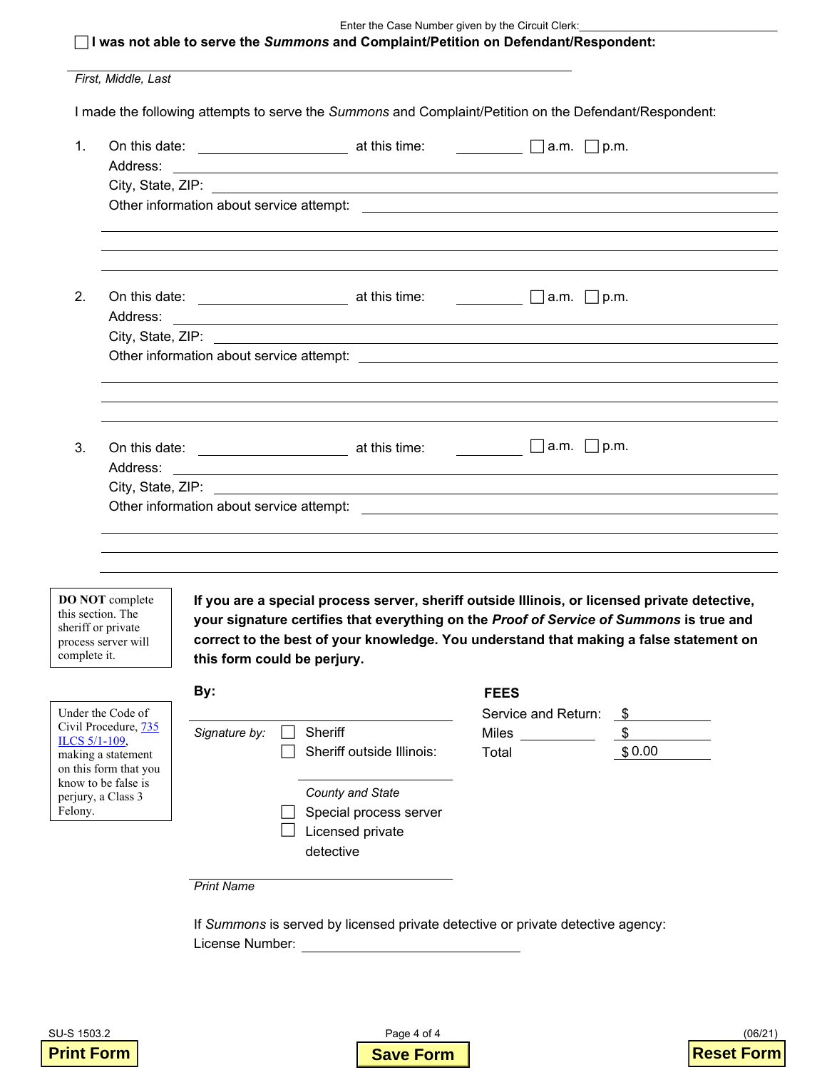Enter the Case Number given by the Circuit Clerk: ______________________

☐ **I was not able to serve the *Summons* and Complaint/Petition on Defendant/Respondent:**

______________________________________________
*First, Middle, Last*

I made the following attempts to serve the *Summons* and Complaint/Petition on the Defendant/Respondent:

1. On this date: ______________ at this time: ________ ☐ a.m. ☐ p.m.
   Address: ______________________________________________
   City, State, ZIP: ______________________________________________
   Other information about service attempt: ______________________________________________

   ______________________________________________

   ______________________________________________

   ______________________________________________

2. On this date: ______________ at this time: ________ ☐ a.m. ☐ p.m.
   Address: ______________________________________________
   City, State, ZIP: ______________________________________________
   Other information about service attempt: ______________________________________________

   ______________________________________________

   ______________________________________________

   ______________________________________________

3. On this date: ______________ at this time: ________ ☐ a.m. ☐ p.m.
   Address: ______________________________________________
   City, State, ZIP: ______________________________________________
   Other information about service attempt: ______________________________________________

   ______________________________________________

   ______________________________________________

   ______________________________________________

**DO NOT** complete this section. The sheriff or private process server will complete it.

**If you are a special process server, sheriff outside Illinois, or licensed private detective, your signature certifies that everything on the *Proof of Service of Summons* is true and correct to the best of your knowledge. You understand that making a false statement on this form could be perjury.**

Under the Code of Civil Procedure, 735 ILCS 5/1-109, making a statement on this form that you know to be false is perjury, a Class 3 Felony.

**By:**

______________________________

*Signature by:* ☐ Sheriff
☐ Sheriff outside Illinois:

______________________________
*County and State*

☐ Special process server
☐ Licensed private detective

______________________________
*Print Name*

**FEES**

Service and Return: $ __________
Miles __________ $ __________
Total $ 0.00

If *Summons* is served by licensed private detective or private detective agency:
License Number: ______________________________

SU-S 1503.2 (06/21)